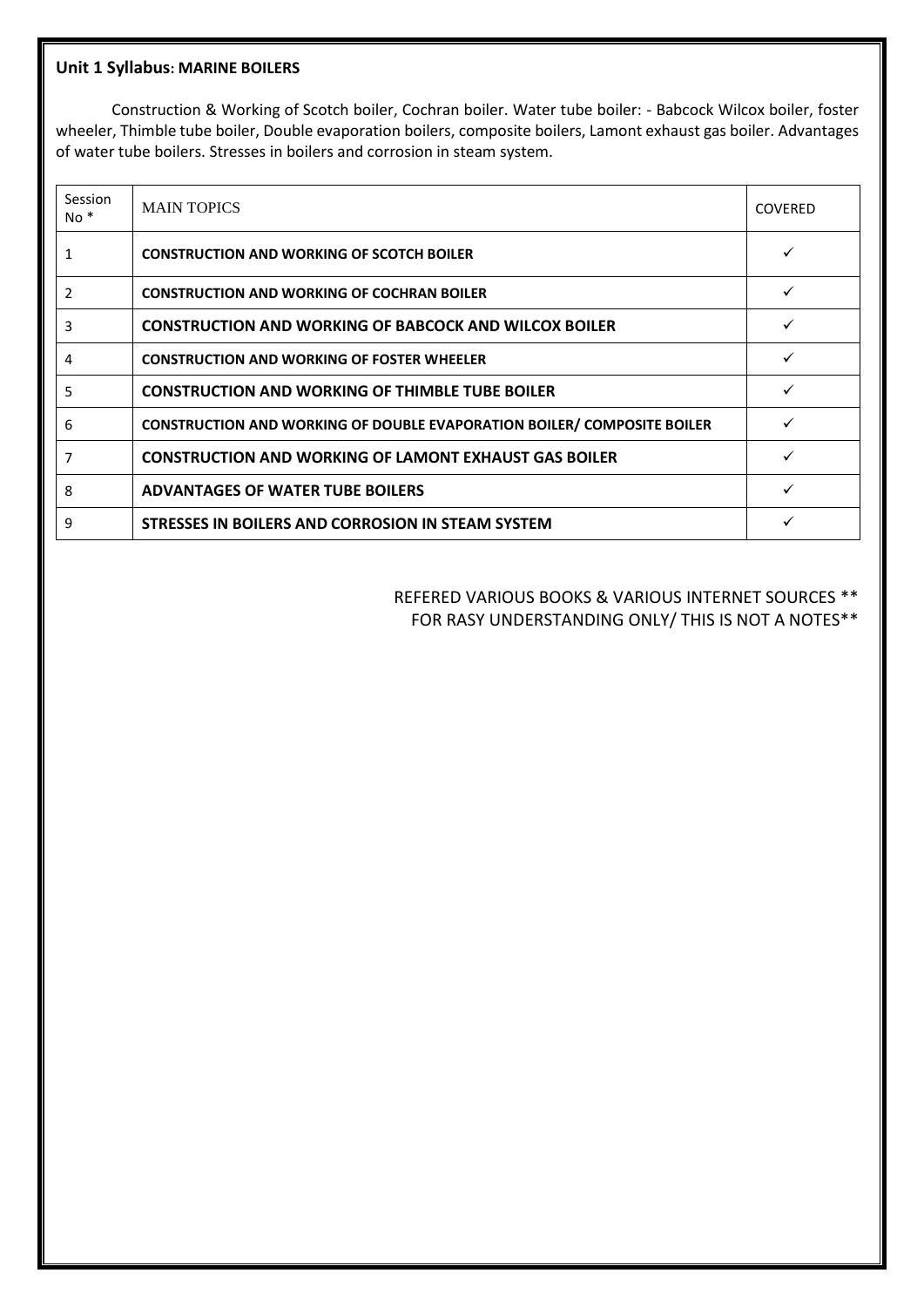**Unit 1 Syllabus: MARINE BOILERS**

Construction & Working of Scotch boiler, Cochran boiler. Water tube boiler: - Babcock Wilcox boiler, foster wheeler, Thimble tube boiler, Double evaporation boilers, composite boilers, Lamont exhaust gas boiler. Advantages of water tube boilers. Stresses in boilers and corrosion in steam system.

| Session No * | MAIN TOPICS | COVERED |
|---|---|---|
| 1 | **CONSTRUCTION AND WORKING OF SCOTCH BOILER** | ✓ |
| 2 | **CONSTRUCTION AND WORKING OF COCHRAN BOILER** | ✓ |
| 3 | **CONSTRUCTION AND WORKING OF BABCOCK AND WILCOX BOILER** | ✓ |
| 4 | **CONSTRUCTION AND WORKING OF FOSTER WHEELER** | ✓ |
| 5 | **CONSTRUCTION AND WORKING OF THIMBLE TUBE BOILER** | ✓ |
| 6 | **CONSTRUCTION AND WORKING OF DOUBLE EVAPORATION BOILER/ COMPOSITE BOILER** | ✓ |
| 7 | **CONSTRUCTION AND WORKING OF LAMONT EXHAUST GAS BOILER** | ✓ |
| 8 | **ADVANTAGES OF WATER TUBE BOILERS** | ✓ |
| 9 | **STRESSES IN BOILERS AND CORROSION IN STEAM SYSTEM** | ✓ |

REFERED VARIOUS BOOKS & VARIOUS INTERNET SOURCES **
FOR RASY UNDERSTANDING ONLY/ THIS IS NOT A NOTES**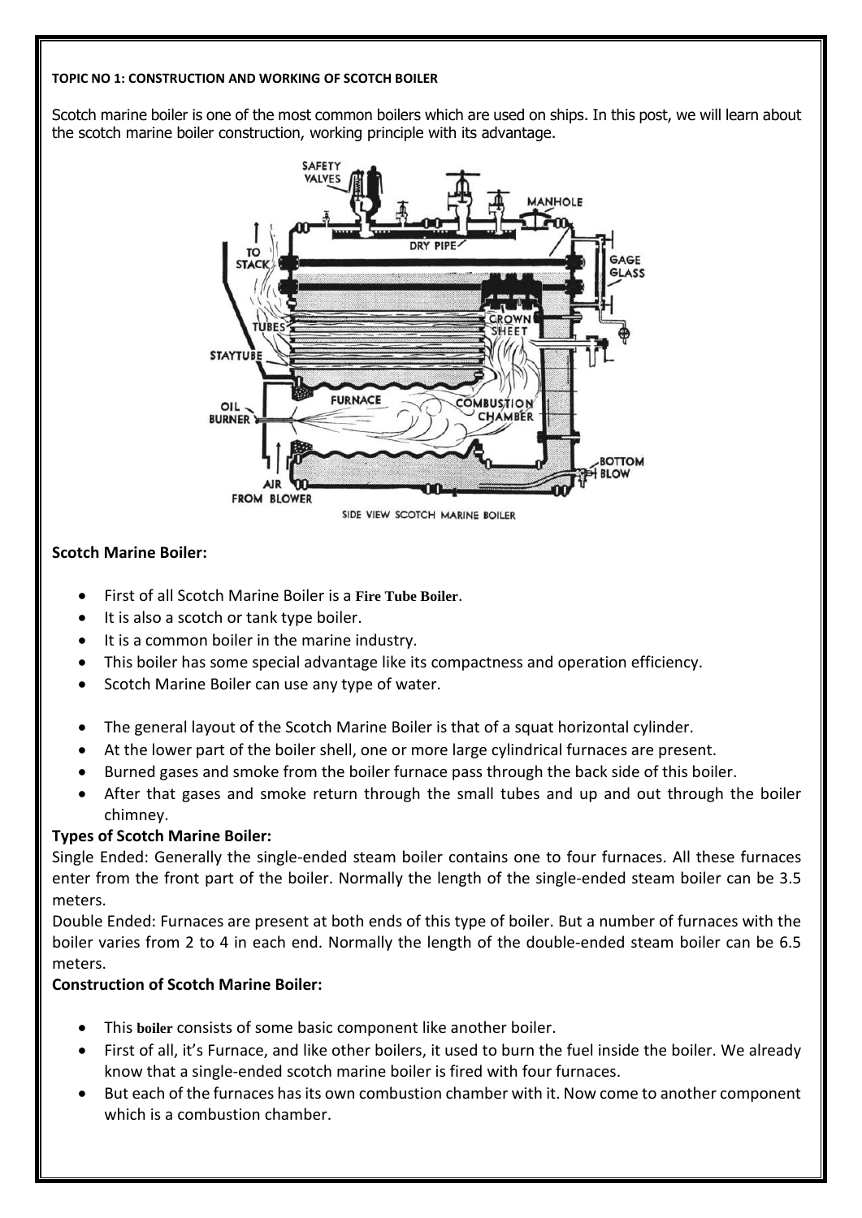**TOPIC NO 1: CONSTRUCTION AND WORKING OF SCOTCH BOILER**

Scotch marine boiler is one of the most common boilers which are used on ships. In this post, we will learn about the scotch marine boiler construction, working principle with its advantage.

SIDE VIEW SCOTCH MARINE BOILER

**Scotch Marine Boiler:**

- First of all Scotch Marine Boiler is a **Fire Tube Boiler**.
- It is also a scotch or tank type boiler.
- It is a common boiler in the marine industry.
- This boiler has some special advantage like its compactness and operation efficiency.
- Scotch Marine Boiler can use any type of water.

- The general layout of the Scotch Marine Boiler is that of a squat horizontal cylinder.
- At the lower part of the boiler shell, one or more large cylindrical furnaces are present.
- Burned gases and smoke from the boiler furnace pass through the back side of this boiler.
- After that gases and smoke return through the small tubes and up and out through the boiler chimney.

**Types of Scotch Marine Boiler:**

Single Ended: Generally the single-ended steam boiler contains one to four furnaces. All these furnaces enter from the front part of the boiler. Normally the length of the single-ended steam boiler can be 3.5 meters.

Double Ended: Furnaces are present at both ends of this type of boiler. But a number of furnaces with the boiler varies from 2 to 4 in each end. Normally the length of the double-ended steam boiler can be 6.5 meters.

**Construction of Scotch Marine Boiler:**

- This **boiler** consists of some basic component like another boiler.
- First of all, it's Furnace, and like other boilers, it used to burn the fuel inside the boiler. We already know that a single-ended scotch marine boiler is fired with four furnaces.
- But each of the furnaces has its own combustion chamber with it. Now come to another component which is a combustion chamber.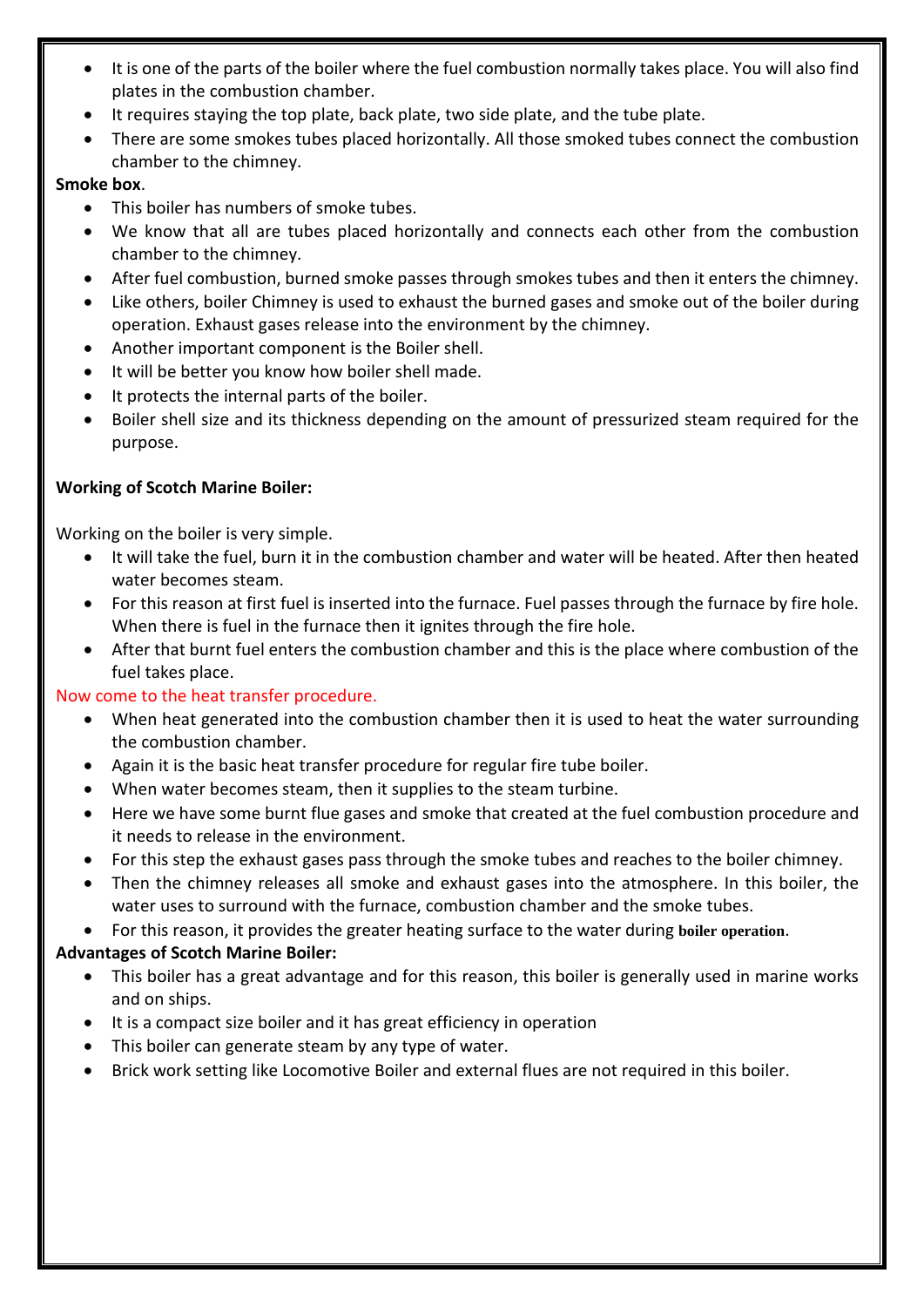- It is one of the parts of the boiler where the fuel combustion normally takes place. You will also find plates in the combustion chamber.
- It requires staying the top plate, back plate, two side plate, and the tube plate.
- There are some smokes tubes placed horizontally. All those smoked tubes connect the combustion chamber to the chimney.

**Smoke box**.

- This boiler has numbers of smoke tubes.
- We know that all are tubes placed horizontally and connects each other from the combustion chamber to the chimney.
- After fuel combustion, burned smoke passes through smokes tubes and then it enters the chimney.
- Like others, boiler Chimney is used to exhaust the burned gases and smoke out of the boiler during operation. Exhaust gases release into the environment by the chimney.
- Another important component is the Boiler shell.
- It will be better you know how boiler shell made.
- It protects the internal parts of the boiler.
- Boiler shell size and its thickness depending on the amount of pressurized steam required for the purpose.

**Working of Scotch Marine Boiler:**

Working on the boiler is very simple.

- It will take the fuel, burn it in the combustion chamber and water will be heated. After then heated water becomes steam.
- For this reason at first fuel is inserted into the furnace. Fuel passes through the furnace by fire hole. When there is fuel in the furnace then it ignites through the fire hole.
- After that burnt fuel enters the combustion chamber and this is the place where combustion of the fuel takes place.

Now come to the heat transfer procedure.

- When heat generated into the combustion chamber then it is used to heat the water surrounding the combustion chamber.
- Again it is the basic heat transfer procedure for regular fire tube boiler.
- When water becomes steam, then it supplies to the steam turbine.
- Here we have some burnt flue gases and smoke that created at the fuel combustion procedure and it needs to release in the environment.
- For this step the exhaust gases pass through the smoke tubes and reaches to the boiler chimney.
- Then the chimney releases all smoke and exhaust gases into the atmosphere. In this boiler, the water uses to surround with the furnace, combustion chamber and the smoke tubes.
- For this reason, it provides the greater heating surface to the water during **boiler operation**.

**Advantages of Scotch Marine Boiler:**

- This boiler has a great advantage and for this reason, this boiler is generally used in marine works and on ships.
- It is a compact size boiler and it has great efficiency in operation
- This boiler can generate steam by any type of water.
- Brick work setting like Locomotive Boiler and external flues are not required in this boiler.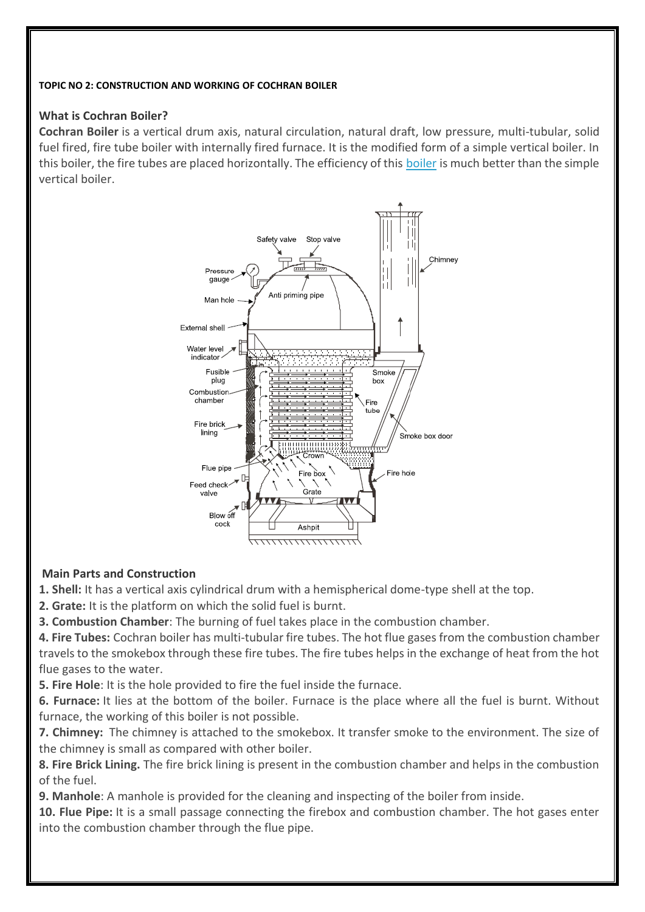**TOPIC NO 2: CONSTRUCTION AND WORKING OF COCHRAN BOILER**

### What is Cochran Boiler?

**Cochran Boiler** is a vertical drum axis, natural circulation, natural draft, low pressure, multi-tubular, solid fuel fired, fire tube boiler with internally fired furnace. It is the modified form of a simple vertical boiler. In this boiler, the fire tubes are placed horizontally. The efficiency of this boiler is much better than the simple vertical boiler.

### Main Parts and Construction

**1. Shell:** It has a vertical axis cylindrical drum with a hemispherical dome-type shell at the top.

**2. Grate:** It is the platform on which the solid fuel is burnt.

**3. Combustion Chamber**: The burning of fuel takes place in the combustion chamber.

**4. Fire Tubes:** Cochran boiler has multi-tubular fire tubes. The hot flue gases from the combustion chamber travels to the smokebox through these fire tubes. The fire tubes helps in the exchange of heat from the hot flue gases to the water.

**5. Fire Hole**: It is the hole provided to fire the fuel inside the furnace.

**6. Furnace:** It lies at the bottom of the boiler. Furnace is the place where all the fuel is burnt. Without furnace, the working of this boiler is not possible.

**7. Chimney:** The chimney is attached to the smokebox. It transfer smoke to the environment. The size of the chimney is small as compared with other boiler.

**8. Fire Brick Lining.** The fire brick lining is present in the combustion chamber and helps in the combustion of the fuel.

**9. Manhole**: A manhole is provided for the cleaning and inspecting of the boiler from inside.

**10. Flue Pipe:** It is a small passage connecting the firebox and combustion chamber. The hot gases enter into the combustion chamber through the flue pipe.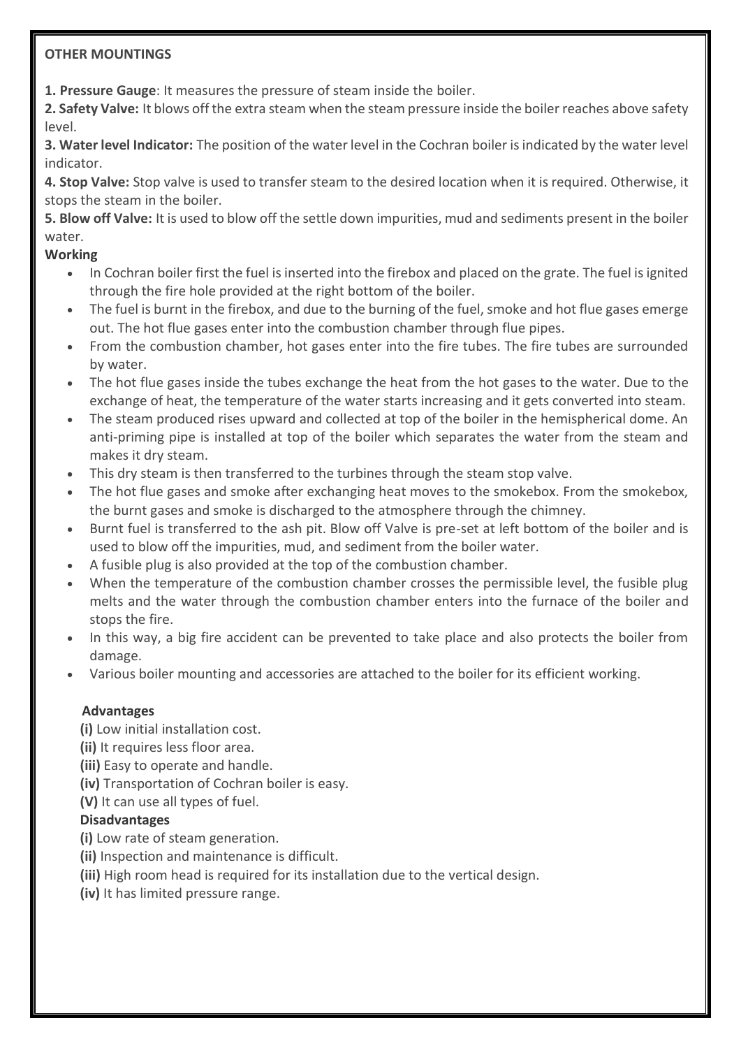**OTHER MOUNTINGS**

**1. Pressure Gauge**: It measures the pressure of steam inside the boiler.

**2. Safety Valve:** It blows off the extra steam when the steam pressure inside the boiler reaches above safety level.

**3. Water level Indicator:** The position of the water level in the Cochran boiler is indicated by the water level indicator.

**4. Stop Valve:** Stop valve is used to transfer steam to the desired location when it is required. Otherwise, it stops the steam in the boiler.

**5. Blow off Valve:** It is used to blow off the settle down impurities, mud and sediments present in the boiler water.

**Working**

- In Cochran boiler first the fuel is inserted into the firebox and placed on the grate. The fuel is ignited through the fire hole provided at the right bottom of the boiler.
- The fuel is burnt in the firebox, and due to the burning of the fuel, smoke and hot flue gases emerge out. The hot flue gases enter into the combustion chamber through flue pipes.
- From the combustion chamber, hot gases enter into the fire tubes. The fire tubes are surrounded by water.
- The hot flue gases inside the tubes exchange the heat from the hot gases to the water. Due to the exchange of heat, the temperature of the water starts increasing and it gets converted into steam.
- The steam produced rises upward and collected at top of the boiler in the hemispherical dome. An anti-priming pipe is installed at top of the boiler which separates the water from the steam and makes it dry steam.
- This dry steam is then transferred to the turbines through the steam stop valve.
- The hot flue gases and smoke after exchanging heat moves to the smokebox. From the smokebox, the burnt gases and smoke is discharged to the atmosphere through the chimney.
- Burnt fuel is transferred to the ash pit. Blow off Valve is pre-set at left bottom of the boiler and is used to blow off the impurities, mud, and sediment from the boiler water.
- A fusible plug is also provided at the top of the combustion chamber.
- When the temperature of the combustion chamber crosses the permissible level, the fusible plug melts and the water through the combustion chamber enters into the furnace of the boiler and stops the fire.
- In this way, a big fire accident can be prevented to take place and also protects the boiler from damage.
- Various boiler mounting and accessories are attached to the boiler for its efficient working.

**Advantages**

**(i)** Low initial installation cost.

**(ii)** It requires less floor area.

**(iii)** Easy to operate and handle.

**(iv)** Transportation of Cochran boiler is easy.

**(V)** It can use all types of fuel.

**Disadvantages**

**(i)** Low rate of steam generation.

**(ii)** Inspection and maintenance is difficult.

**(iii)** High room head is required for its installation due to the vertical design.

**(iv)** It has limited pressure range.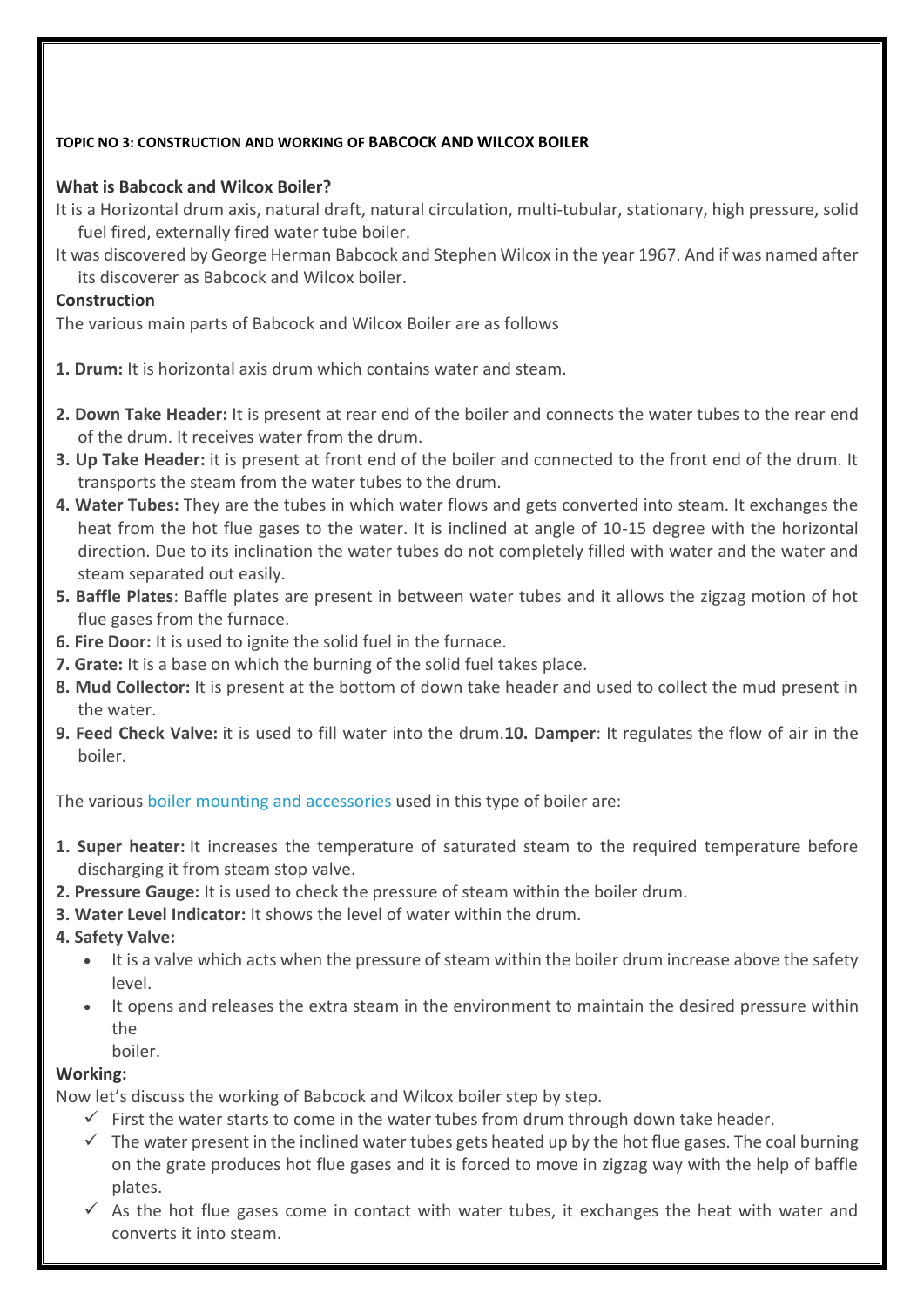**TOPIC NO 3: CONSTRUCTION AND WORKING OF BABCOCK AND WILCOX BOILER**

**What is Babcock and Wilcox Boiler?**

It is a Horizontal drum axis, natural draft, natural circulation, multi-tubular, stationary, high pressure, solid fuel fired, externally fired water tube boiler.

It was discovered by George Herman Babcock and Stephen Wilcox in the year 1967. And if was named after its discoverer as Babcock and Wilcox boiler.

**Construction**

The various main parts of Babcock and Wilcox Boiler are as follows

1. **Drum:** It is horizontal axis drum which contains water and steam.
2. **Down Take Header:** It is present at rear end of the boiler and connects the water tubes to the rear end of the drum. It receives water from the drum.
3. **Up Take Header:** it is present at front end of the boiler and connected to the front end of the drum. It transports the steam from the water tubes to the drum.
4. **Water Tubes:** They are the tubes in which water flows and gets converted into steam. It exchanges the heat from the hot flue gases to the water. It is inclined at angle of 10-15 degree with the horizontal direction. Due to its inclination the water tubes do not completely filled with water and the water and steam separated out easily.
5. **Baffle Plates**: Baffle plates are present in between water tubes and it allows the zigzag motion of hot flue gases from the furnace.
6. **Fire Door:** It is used to ignite the solid fuel in the furnace.
7. **Grate:** It is a base on which the burning of the solid fuel takes place.
8. **Mud Collector:** It is present at the bottom of down take header and used to collect the mud present in the water.
9. **Feed Check Valve:** it is used to fill water into the drum. **10. Damper**: It regulates the flow of air in the boiler.

The various boiler mounting and accessories used in this type of boiler are:

1. **Super heater:** It increases the temperature of saturated steam to the required temperature before discharging it from steam stop valve.
2. **Pressure Gauge:** It is used to check the pressure of steam within the boiler drum.
3. **Water Level Indicator:** It shows the level of water within the drum.
4. **Safety Valve:**
   - It is a valve which acts when the pressure of steam within the boiler drum increase above the safety level.
   - It opens and releases the extra steam in the environment to maintain the desired pressure within the boiler.

**Working:**

Now let's discuss the working of Babcock and Wilcox boiler step by step.

- ✓ First the water starts to come in the water tubes from drum through down take header.
- ✓ The water present in the inclined water tubes gets heated up by the hot flue gases. The coal burning on the grate produces hot flue gases and it is forced to move in zigzag way with the help of baffle plates.
- ✓ As the hot flue gases come in contact with water tubes, it exchanges the heat with water and converts it into steam.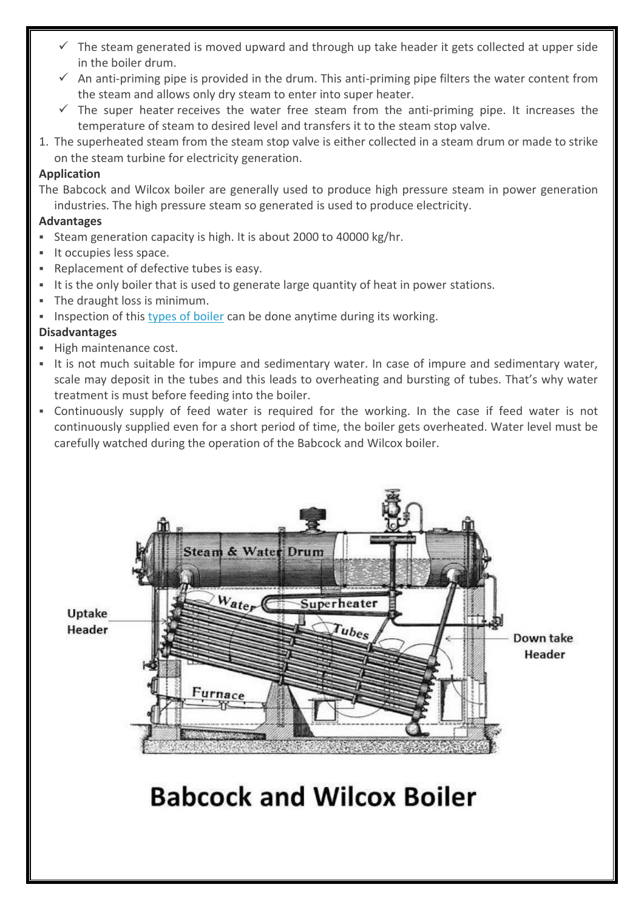- ✓ The steam generated is moved upward and through up take header it gets collected at upper side in the boiler drum.
- ✓ An anti-priming pipe is provided in the drum. This anti-priming pipe filters the water content from the steam and allows only dry steam to enter into super heater.
- ✓ The super heater receives the water free steam from the anti-priming pipe. It increases the temperature of steam to desired level and transfers it to the steam stop valve.

1. The superheated steam from the steam stop valve is either collected in a steam drum or made to strike on the steam turbine for electricity generation.

**Application**

The Babcock and Wilcox boiler are generally used to produce high pressure steam in power generation industries. The high pressure steam so generated is used to produce electricity.

**Advantages**

- Steam generation capacity is high. It is about 2000 to 40000 kg/hr.
- It occupies less space.
- Replacement of defective tubes is easy.
- It is the only boiler that is used to generate large quantity of heat in power stations.
- The draught loss is minimum.
- Inspection of this types of boiler can be done anytime during its working.

**Disadvantages**

- High maintenance cost.
- It is not much suitable for impure and sedimentary water. In case of impure and sedimentary water, scale may deposit in the tubes and this leads to overheating and bursting of tubes. That's why water treatment is must before feeding into the boiler.
- Continuously supply of feed water is required for the working. In the case if feed water is not continuously supplied even for a short period of time, the boiler gets overheated. Water level must be carefully watched during the operation of the Babcock and Wilcox boiler.

Steam & Water Drum

Water

Superheater

Tubes

Uptake Header

Down take Header

Furnace

# Babcock and Wilcox Boiler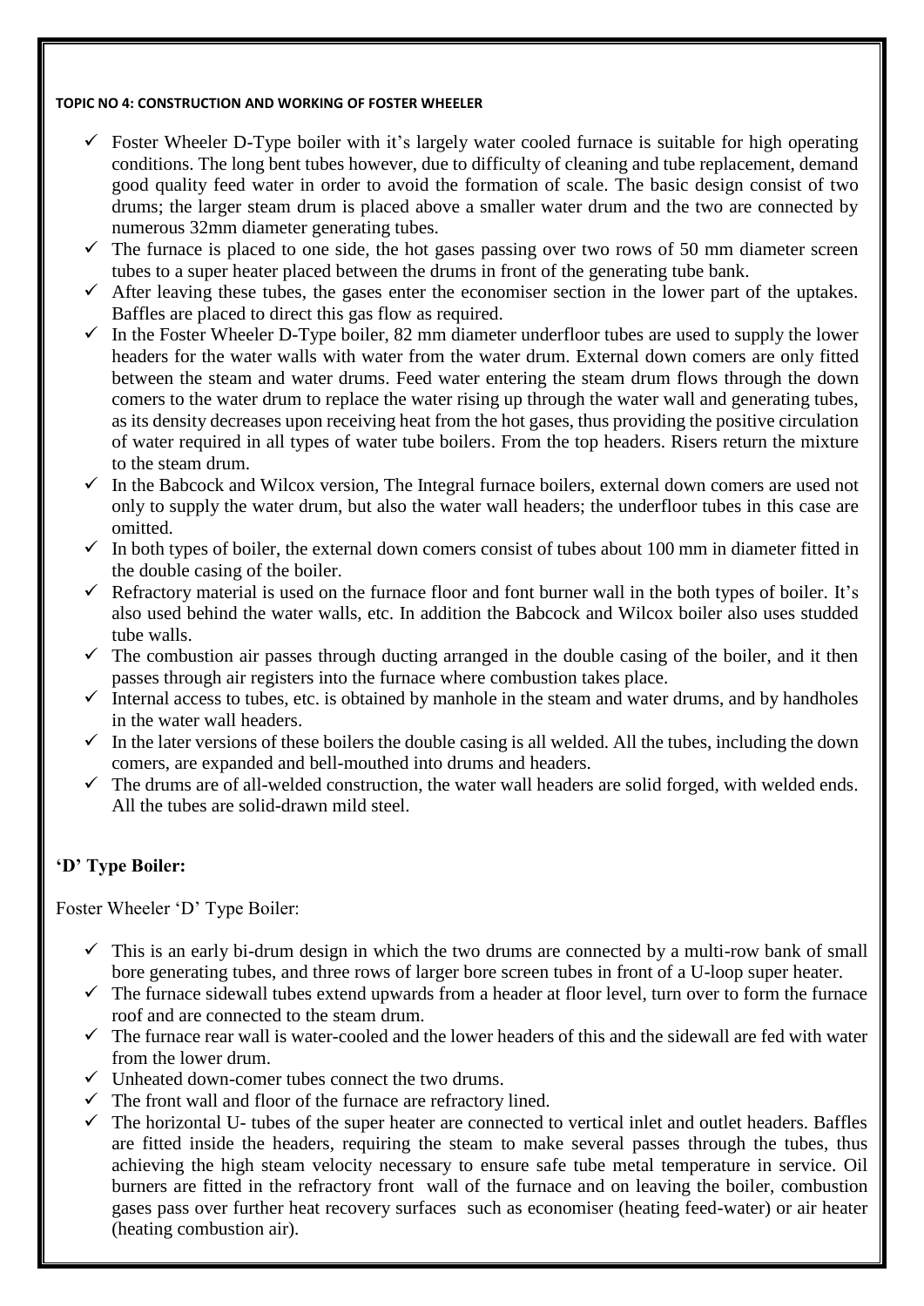#### TOPIC NO 4: CONSTRUCTION AND WORKING OF FOSTER WHEELER

- ✓ Foster Wheeler D-Type boiler with it's largely water cooled furnace is suitable for high operating conditions. The long bent tubes however, due to difficulty of cleaning and tube replacement, demand good quality feed water in order to avoid the formation of scale. The basic design consist of two drums; the larger steam drum is placed above a smaller water drum and the two are connected by numerous 32mm diameter generating tubes.
- ✓ The furnace is placed to one side, the hot gases passing over two rows of 50 mm diameter screen tubes to a super heater placed between the drums in front of the generating tube bank.
- ✓ After leaving these tubes, the gases enter the economiser section in the lower part of the uptakes. Baffles are placed to direct this gas flow as required.
- ✓ In the Foster Wheeler D-Type boiler, 82 mm diameter underfloor tubes are used to supply the lower headers for the water walls with water from the water drum. External down comers are only fitted between the steam and water drums. Feed water entering the steam drum flows through the down comers to the water drum to replace the water rising up through the water wall and generating tubes, as its density decreases upon receiving heat from the hot gases, thus providing the positive circulation of water required in all types of water tube boilers. From the top headers. Risers return the mixture to the steam drum.
- ✓ In the Babcock and Wilcox version, The Integral furnace boilers, external down comers are used not only to supply the water drum, but also the water wall headers; the underfloor tubes in this case are omitted.
- ✓ In both types of boiler, the external down comers consist of tubes about 100 mm in diameter fitted in the double casing of the boiler.
- ✓ Refractory material is used on the furnace floor and font burner wall in the both types of boiler. It's also used behind the water walls, etc. In addition the Babcock and Wilcox boiler also uses studded tube walls.
- ✓ The combustion air passes through ducting arranged in the double casing of the boiler, and it then passes through air registers into the furnace where combustion takes place.
- ✓ Internal access to tubes, etc. is obtained by manhole in the steam and water drums, and by handholes in the water wall headers.
- ✓ In the later versions of these boilers the double casing is all welded. All the tubes, including the down comers, are expanded and bell-mouthed into drums and headers.
- ✓ The drums are of all-welded construction, the water wall headers are solid forged, with welded ends. All the tubes are solid-drawn mild steel.

### 'D' Type Boiler:

Foster Wheeler 'D' Type Boiler:

- ✓ This is an early bi-drum design in which the two drums are connected by a multi-row bank of small bore generating tubes, and three rows of larger bore screen tubes in front of a U-loop super heater.
- ✓ The furnace sidewall tubes extend upwards from a header at floor level, turn over to form the furnace roof and are connected to the steam drum.
- ✓ The furnace rear wall is water-cooled and the lower headers of this and the sidewall are fed with water from the lower drum.
- ✓ Unheated down-comer tubes connect the two drums.
- ✓ The front wall and floor of the furnace are refractory lined.
- ✓ The horizontal U- tubes of the super heater are connected to vertical inlet and outlet headers. Baffles are fitted inside the headers, requiring the steam to make several passes through the tubes, thus achieving the high steam velocity necessary to ensure safe tube metal temperature in service. Oil burners are fitted in the refractory front wall of the furnace and on leaving the boiler, combustion gases pass over further heat recovery surfaces such as economiser (heating feed-water) or air heater (heating combustion air).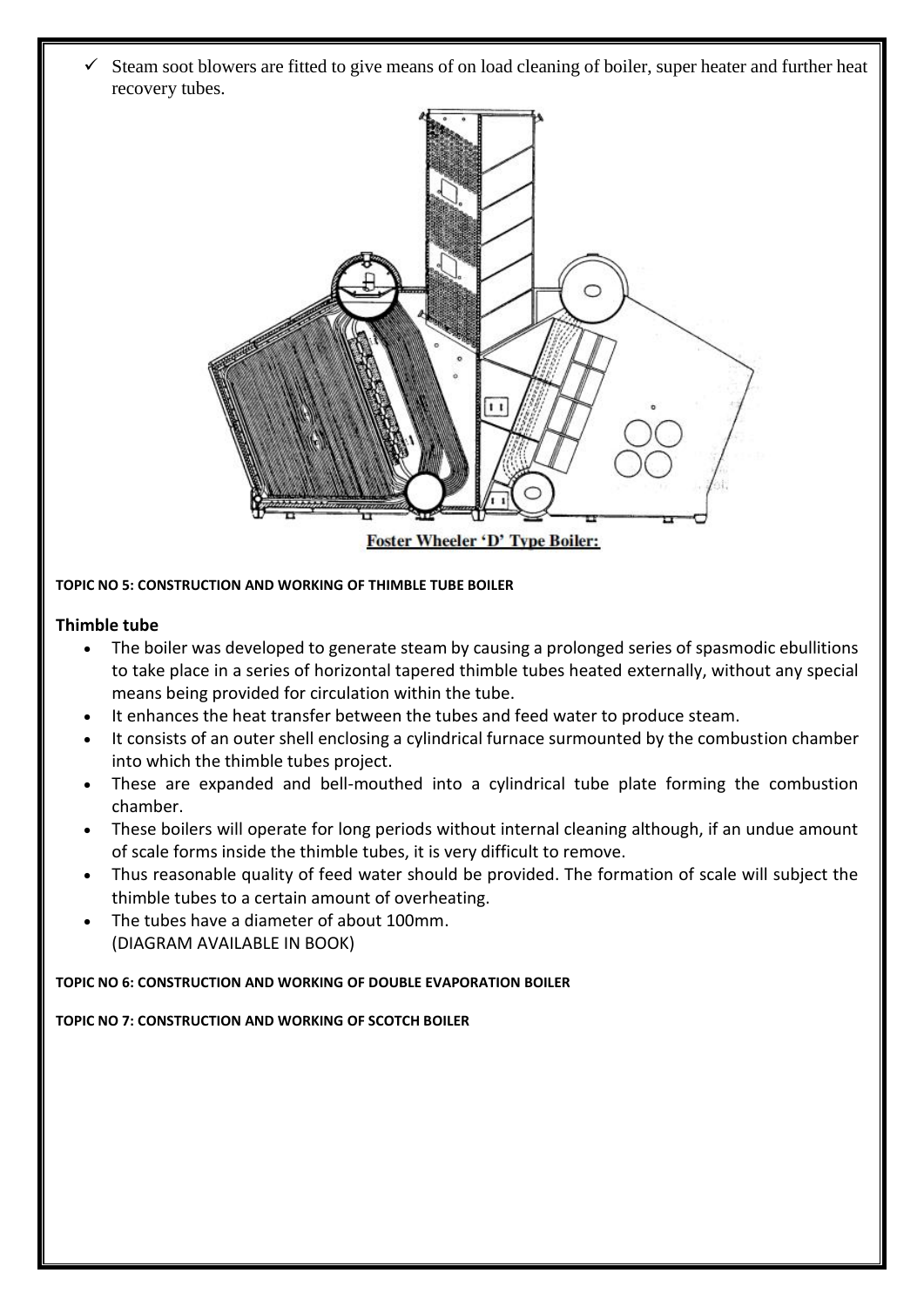- ✓ Steam soot blowers are fitted to give means of on load cleaning of boiler, super heater and further heat recovery tubes.

**Foster Wheeler 'D' Type Boiler:**

**TOPIC NO 5: CONSTRUCTION AND WORKING OF THIMBLE TUBE BOILER**

### Thimble tube

- The boiler was developed to generate steam by causing a prolonged series of spasmodic ebullitions to take place in a series of horizontal tapered thimble tubes heated externally, without any special means being provided for circulation within the tube.
- It enhances the heat transfer between the tubes and feed water to produce steam.
- It consists of an outer shell enclosing a cylindrical furnace surmounted by the combustion chamber into which the thimble tubes project.
- These are expanded and bell-mouthed into a cylindrical tube plate forming the combustion chamber.
- These boilers will operate for long periods without internal cleaning although, if an undue amount of scale forms inside the thimble tubes, it is very difficult to remove.
- Thus reasonable quality of feed water should be provided. The formation of scale will subject the thimble tubes to a certain amount of overheating.
- The tubes have a diameter of about 100mm.
  (DIAGRAM AVAILABLE IN BOOK)

**TOPIC NO 6: CONSTRUCTION AND WORKING OF DOUBLE EVAPORATION BOILER**

**TOPIC NO 7: CONSTRUCTION AND WORKING OF SCOTCH BOILER**